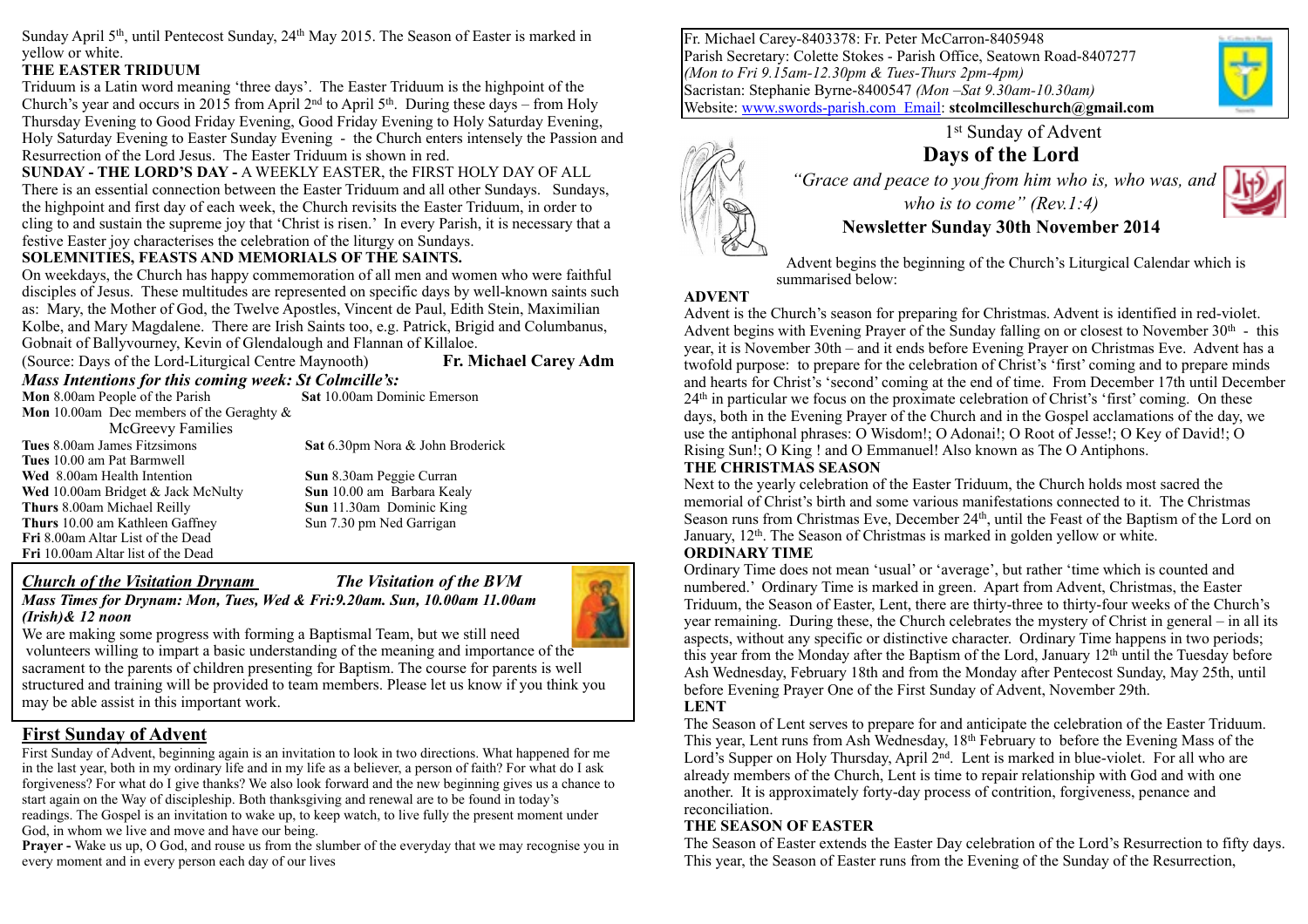Sunday April 5th, until Pentecost Sunday, 24th May 2015. The Season of Easter is marked in yellow or white.

**THE EASTER TRIDUUM**

Triduum is a Latin word meaning 'three days'. The Easter Triduum is the highpoint of the Church's year and occurs in 2015 from April 2nd to April 5th. During these days – from Holy Thursday Evening to Good Friday Evening, Good Friday Evening to Holy Saturday Evening, Holy Saturday Evening to Easter Sunday Evening - the Church enters intensely the Passion and Resurrection of the Lord Jesus. The Easter Triduum is shown in red.

**SUNDAY - THE LORD'S DAY -** A WEEKLY EASTER, the FIRST HOLY DAY OF ALL

There is an essential connection between the Easter Triduum and all other Sundays. Sundays, the highpoint and first day of each week, the Church revisits the Easter Triduum, in order to cling to and sustain the supreme joy that 'Christ is risen.' In every Parish, it is necessary that a festive Easter joy characterises the celebration of the liturgy on Sundays.

**SOLEMNITIES, FEASTS AND MEMORIALS OF THE SAINTS.**

On weekdays, the Church has happy commemoration of all men and women who were faithful disciples of Jesus. These multitudes are represented on specific days by well-known saints such as: Mary, the Mother of God, the Twelve Apostles, Vincent de Paul, Edith Stein, Maximilian Kolbe, and Mary Magdalene. There are Irish Saints too, e.g. Patrick, Brigid and Columbanus, Gobnait of Ballyvourney, Kevin of Glendalough and Flannan of Killaloe.

(Source: Days of the Lord-Liturgical Centre Maynooth) **Fr. Michael Carey Adm**

## *Mass Intentions for this coming week: St Colmcille's:*

**Mon** 8.00am People of the Parish
**Mon** 10.00am Dec members of the Geraghty & McGreevy Families
**Tues** 8.00am James Fitzsimons
**Tues** 10.00 am Pat Barmwell
**Wed** 8.00am Health Intention
**Wed** 10.00am Bridget & Jack McNulty
**Thurs** 8.00am Michael Reilly
**Thurs** 10.00 am Kathleen Gaffney
**Fri** 8.00am Altar List of the Dead
**Fri** 10.00am Altar list of the Dead
**Sat** 10.00am Dominic Emerson
**Sat** 6.30pm Nora & John Broderick
**Sun** 8.30am Peggie Curran
**Sun** 10.00 am Barbara Kealy
**Sun** 11.30am Dominic King
Sun 7.30 pm Ned Garrigan

## *Church of the Visitation Drynam* — *The Visitation of the BVM*

***Mass Times for Drynam: Mon, Tues, Wed & Fri:9.20am. Sun, 10.00am 11.00am (Irish)& 12 noon***

We are making some progress with forming a Baptismal Team, but we still need volunteers willing to impart a basic understanding of the meaning and importance of the sacrament to the parents of children presenting for Baptism. The course for parents is well structured and training will be provided to team members. Please let us know if you think you may be able assist in this important work.

## First Sunday of Advent

First Sunday of Advent, beginning again is an invitation to look in two directions. What happened for me in the last year, both in my ordinary life and in my life as a believer, a person of faith? For what do I ask forgiveness? For what do I give thanks? We also look forward and the new beginning gives us a chance to start again on the Way of discipleship. Both thanksgiving and renewal are to be found in today's readings. The Gospel is an invitation to wake up, to keep watch, to live fully the present moment under God, in whom we live and move and have our being.

**Prayer -** Wake us up, O God, and rouse us from the slumber of the everyday that we may recognise you in every moment and in every person each day of our lives

---

Fr. Michael Carey-8403378: Fr. Peter McCarron-8405948
Parish Secretary: Colette Stokes - Parish Office, Seatown Road-8407277
*(Mon to Fri 9.15am-12.30pm & Tues-Thurs 2pm-4pm)*
Sacristan: Stephanie Byrne-8400547 *(Mon –Sat 9.30am-10.30am)*
Website: www.swords-parish.com Email: **stcolmcilleschurch@gmail.com**

1st Sunday of Advent

# Days of the Lord

*"Grace and peace to you from him who is, who was, and who is to come" (Rev.1:4)*

**Newsletter Sunday 30th November 2014**

Advent begins the beginning of the Church's Liturgical Calendar which is summarised below:

**ADVENT**

Advent is the Church's season for preparing for Christmas. Advent is identified in red-violet. Advent begins with Evening Prayer of the Sunday falling on or closest to November 30th - this year, it is November 30th – and it ends before Evening Prayer on Christmas Eve. Advent has a twofold purpose: to prepare for the celebration of Christ's 'first' coming and to prepare minds and hearts for Christ's 'second' coming at the end of time. From December 17th until December 24th in particular we focus on the proximate celebration of Christ's 'first' coming. On these days, both in the Evening Prayer of the Church and in the Gospel acclamations of the day, we use the antiphonal phrases: O Wisdom!; O Adonai!; O Root of Jesse!; O Key of David!; O Rising Sun!; O King ! and O Emmanuel! Also known as The O Antiphons.

**THE CHRISTMAS SEASON**

Next to the yearly celebration of the Easter Triduum, the Church holds most sacred the memorial of Christ's birth and some various manifestations connected to it. The Christmas Season runs from Christmas Eve, December 24th, until the Feast of the Baptism of the Lord on January, 12th. The Season of Christmas is marked in golden yellow or white.

**ORDINARY TIME**

Ordinary Time does not mean 'usual' or 'average', but rather 'time which is counted and numbered.' Ordinary Time is marked in green. Apart from Advent, Christmas, the Easter Triduum, the Season of Easter, Lent, there are thirty-three to thirty-four weeks of the Church's year remaining. During these, the Church celebrates the mystery of Christ in general – in all its aspects, without any specific or distinctive character. Ordinary Time happens in two periods; this year from the Monday after the Baptism of the Lord, January 12th until the Tuesday before Ash Wednesday, February 18th and from the Monday after Pentecost Sunday, May 25th, until before Evening Prayer One of the First Sunday of Advent, November 29th.

**LENT**

The Season of Lent serves to prepare for and anticipate the celebration of the Easter Triduum. This year, Lent runs from Ash Wednesday, 18th February to before the Evening Mass of the Lord's Supper on Holy Thursday, April 2nd. Lent is marked in blue-violet. For all who are already members of the Church, Lent is time to repair relationship with God and with one another. It is approximately forty-day process of contrition, forgiveness, penance and reconciliation.

**THE SEASON OF EASTER**

The Season of Easter extends the Easter Day celebration of the Lord's Resurrection to fifty days. This year, the Season of Easter runs from the Evening of the Sunday of the Resurrection,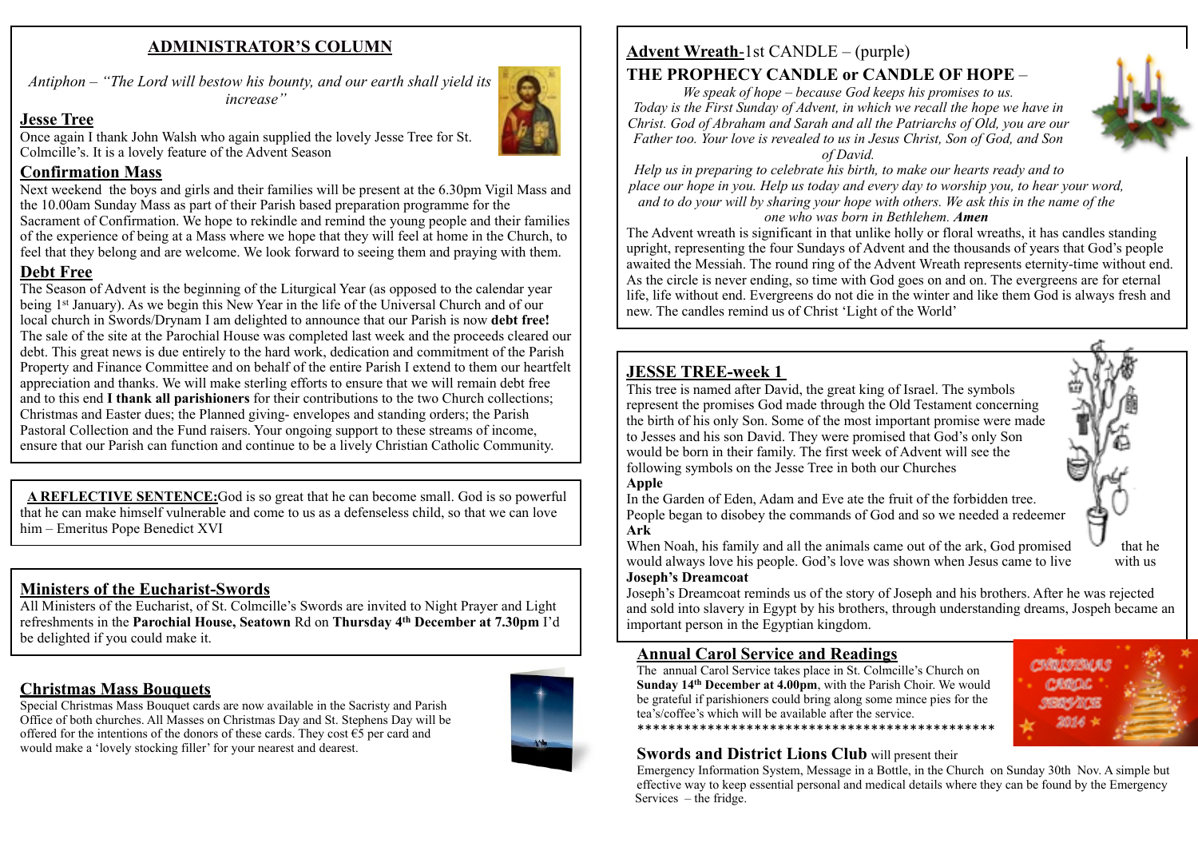## ADMINISTRATOR'S COLUMN

*Antiphon – "The Lord will bestow his bounty, and our earth shall yield its increase"*

### Jesse Tree

Once again I thank John Walsh who again supplied the lovely Jesse Tree for St. Colmcille's. It is a lovely feature of the Advent Season

### Confirmation Mass

Next weekend the boys and girls and their families will be present at the 6.30pm Vigil Mass and the 10.00am Sunday Mass as part of their Parish based preparation programme for the Sacrament of Confirmation. We hope to rekindle and remind the young people and their families of the experience of being at a Mass where we hope that they will feel at home in the Church, to feel that they belong and are welcome. We look forward to seeing them and praying with them.

### Debt Free

The Season of Advent is the beginning of the Liturgical Year (as opposed to the calendar year being 1st January). As we begin this New Year in the life of the Universal Church and of our local church in Swords/Drynam I am delighted to announce that our Parish is now **debt free!** The sale of the site at the Parochial House was completed last week and the proceeds cleared our debt. This great news is due entirely to the hard work, dedication and commitment of the Parish Property and Finance Committee and on behalf of the entire Parish I extend to them our heartfelt appreciation and thanks. We will make sterling efforts to ensure that we will remain debt free and to this end **I thank all parishioners** for their contributions to the two Church collections; Christmas and Easter dues; the Planned giving- envelopes and standing orders; the Parish Pastoral Collection and the Fund raisers. Your ongoing support to these streams of income, ensure that our Parish can function and continue to be a lively Christian Catholic Community.

**A REFLECTIVE SENTENCE:** God is so great that he can become small. God is so powerful that he can make himself vulnerable and come to us as a defenseless child, so that we can love him – Emeritus Pope Benedict XVI

### Ministers of the Eucharist-Swords

All Ministers of the Eucharist, of St. Colmcille's Swords are invited to Night Prayer and Light refreshments in the **Parochial House, Seatown** Rd on **Thursday 4th December at 7.30pm** I'd be delighted if you could make it.

### Christmas Mass Bouquets

Special Christmas Mass Bouquet cards are now available in the Sacristy and Parish Office of both churches. All Masses on Christmas Day and St. Stephens Day will be offered for the intentions of the donors of these cards. They cost €5 per card and would make a 'lovely stocking filler' for your nearest and dearest.

## Advent Wreath-1st CANDLE – (purple)

## THE PROPHECY CANDLE or CANDLE OF HOPE –

*We speak of hope – because God keeps his promises to us.*
*Today is the First Sunday of Advent, in which we recall the hope we have in Christ. God of Abraham and Sarah and all the Patriarchs of Old, you are our Father too. Your love is revealed to us in Jesus Christ, Son of God, and Son of David.*
*Help us in preparing to celebrate his birth, to make our hearts ready and to place our hope in you. Help us today and every day to worship you, to hear your word, and to do your will by sharing your hope with others. We ask this in the name of the one who was born in Bethlehem. **Amen***

The Advent wreath is significant in that unlike holly or floral wreaths, it has candles standing upright, representing the four Sundays of Advent and the thousands of years that God's people awaited the Messiah. The round ring of the Advent Wreath represents eternity-time without end. As the circle is never ending, so time with God goes on and on. The evergreens are for eternal life, life without end. Evergreens do not die in the winter and like them God is always fresh and new. The candles remind us of Christ 'Light of the World'

### JESSE TREE-week 1

This tree is named after David, the great king of Israel. The symbols represent the promises God made through the Old Testament concerning the birth of his only Son. Some of the most important promise were made to Jesses and his son David. They were promised that God's only Son would be born in their family. The first week of Advent will see the following symbols on the Jesse Tree in both our Churches

**Apple**
In the Garden of Eden, Adam and Eve ate the fruit of the forbidden tree. People began to disobey the commands of God and so we needed a redeemer

**Ark**
When Noah, his family and all the animals came out of the ark, God promised that he would always love his people. God's love was shown when Jesus came to live with us

**Joseph's Dreamcoat**
Joseph's Dreamcoat reminds us of the story of Joseph and his brothers. After he was rejected and sold into slavery in Egypt by his brothers, through understanding dreams, Jospeh became an important person in the Egyptian kingdom.

### Annual Carol Service and Readings

The annual Carol Service takes place in St. Colmcille's Church on **Sunday 14th December at 4.00pm**, with the Parish Choir. We would be grateful if parishioners could bring along some mince pies for the tea's/coffee's which will be available after the service.

\*\*\*\*\*\*\*\*\*\*\*\*\*\*\*\*\*\*\*\*\*\*\*\*\*\*\*\*\*\*\*\*\*\*\*\*\*\*\*\*\*\*\*\*\*\*\*\*

**Swords and District Lions Club** will present their Emergency Information System, Message in a Bottle, in the Church on Sunday 30th Nov. A simple but effective way to keep essential personal and medical details where they can be found by the Emergency Services – the fridge.